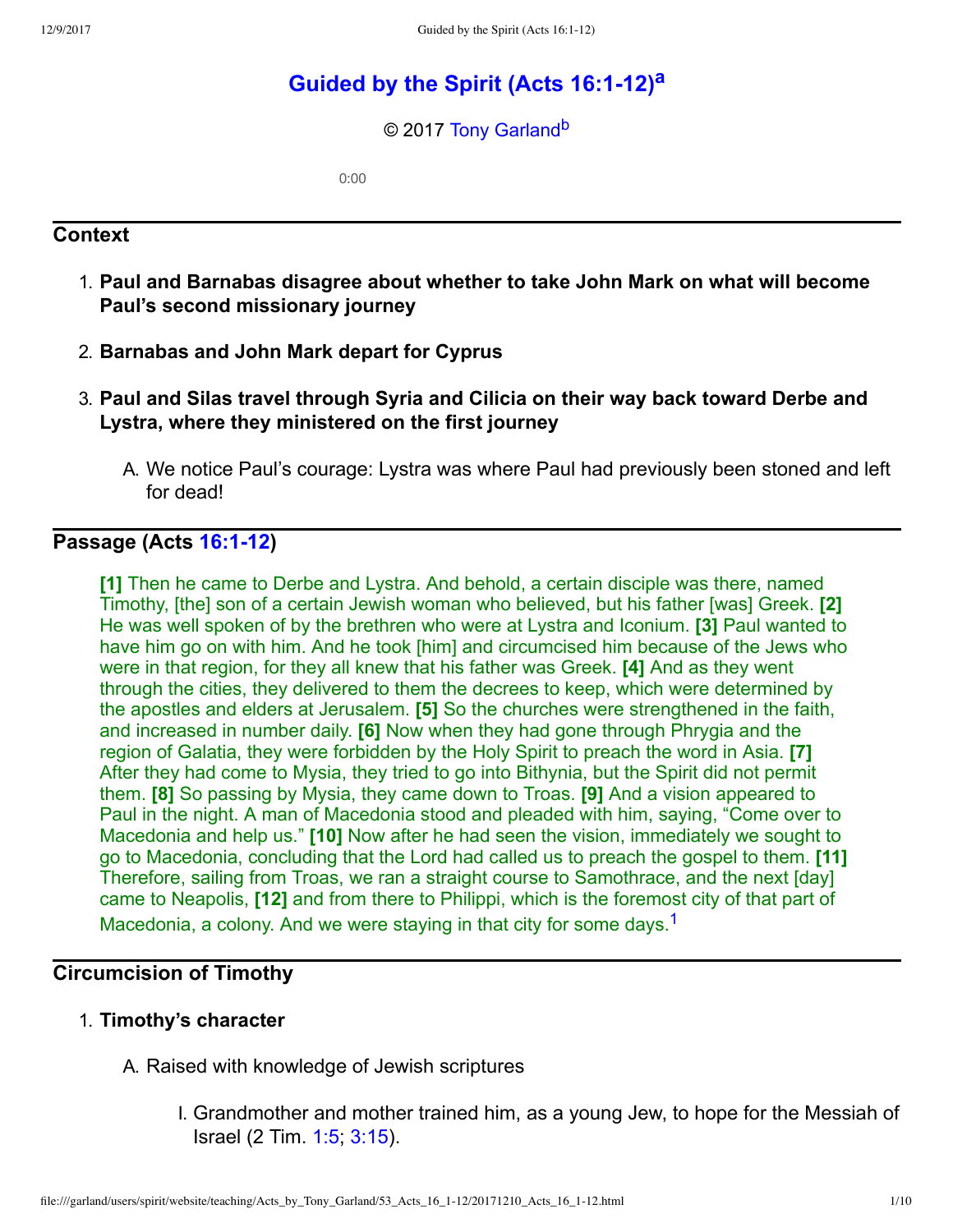# Guided by the Spirit (Acts 16:1-12)[a]

© 2017 Tony Garland[b]

0:00

## Context

1. **Paul and Barnabas disagree about whether to take John Mark on what will become Paul's second missionary journey**
2. **Barnabas and John Mark depart for Cyprus**
3. **Paul and Silas travel through Syria and Cilicia on their way back toward Derbe and Lystra, where they ministered on the first journey**
   A. We notice Paul's courage: Lystra was where Paul had previously been stoned and left for dead!

## Passage (Acts 16:1-12)

**[1]** Then he came to Derbe and Lystra. And behold, a certain disciple was there, named Timothy, [the] son of a certain Jewish woman who believed, but his father [was] Greek. **[2]** He was well spoken of by the brethren who were at Lystra and Iconium. **[3]** Paul wanted to have him go on with him. And he took [him] and circumcised him because of the Jews who were in that region, for they all knew that his father was Greek. **[4]** And as they went through the cities, they delivered to them the decrees to keep, which were determined by the apostles and elders at Jerusalem. **[5]** So the churches were strengthened in the faith, and increased in number daily. **[6]** Now when they had gone through Phrygia and the region of Galatia, they were forbidden by the Holy Spirit to preach the word in Asia. **[7]** After they had come to Mysia, they tried to go into Bithynia, but the Spirit did not permit them. **[8]** So passing by Mysia, they came down to Troas. **[9]** And a vision appeared to Paul in the night. A man of Macedonia stood and pleaded with him, saying, "Come over to Macedonia and help us." **[10]** Now after he had seen the vision, immediately we sought to go to Macedonia, concluding that the Lord had called us to preach the gospel to them. **[11]** Therefore, sailing from Troas, we ran a straight course to Samothrace, and the next [day] came to Neapolis, **[12]** and from there to Philippi, which is the foremost city of that part of Macedonia, a colony. And we were staying in that city for some days.[1]

## Circumcision of Timothy

1. **Timothy's character**
   A. Raised with knowledge of Jewish scriptures
      I. Grandmother and mother trained him, as a young Jew, to hope for the Messiah of Israel (2 Tim. 1:5; 3:15).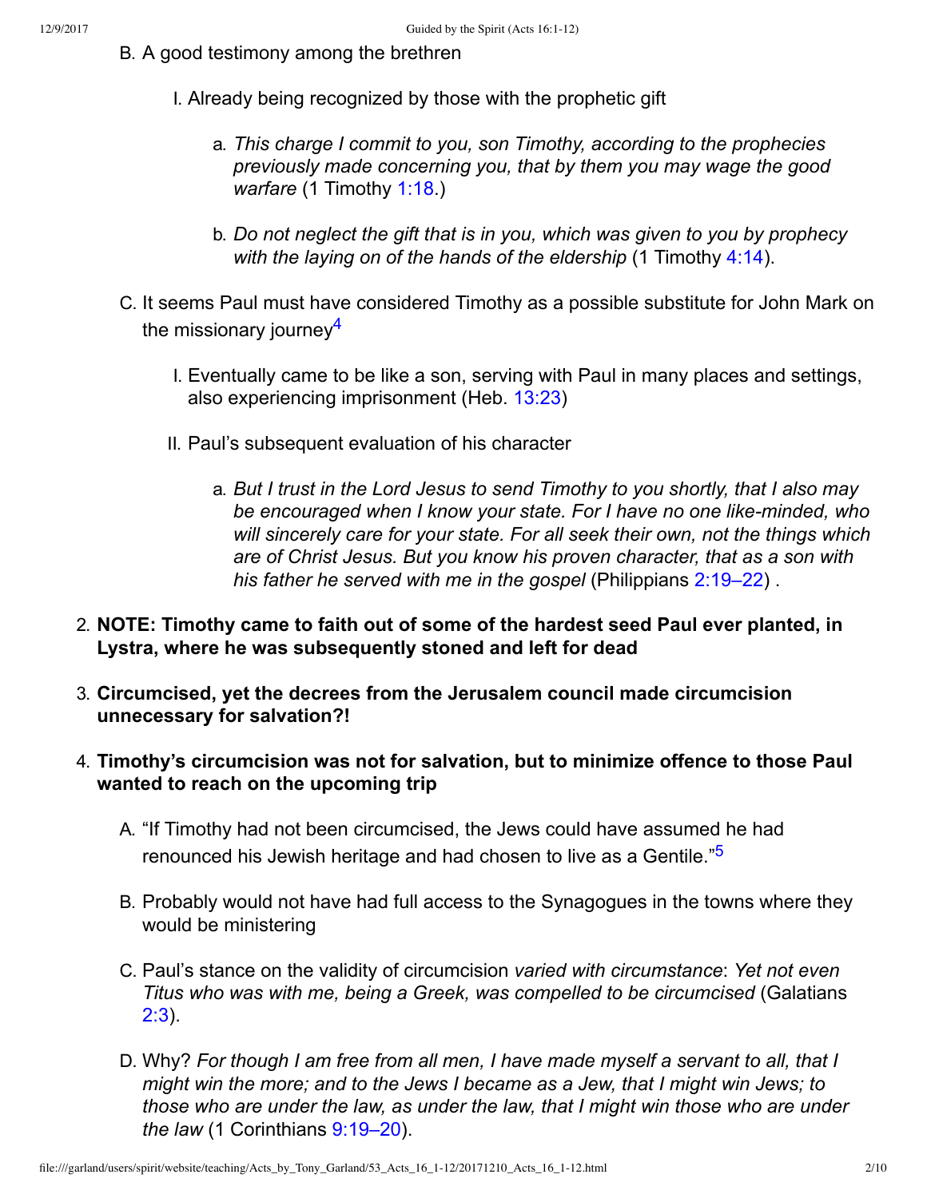B. A good testimony among the brethren

   I. Already being recognized by those with the prophetic gift

      a. *This charge I commit to you, son Timothy, according to the prophecies previously made concerning you, that by them you may wage the good warfare* (1 Timothy 1:18.)

      b. *Do not neglect the gift that is in you, which was given to you by prophecy with the laying on of the hands of the eldership* (1 Timothy 4:14).

C. It seems Paul must have considered Timothy as a possible substitute for John Mark on the missionary journey[4]

   I. Eventually came to be like a son, serving with Paul in many places and settings, also experiencing imprisonment (Heb. 13:23)

   II. Paul's subsequent evaluation of his character

      a. *But I trust in the Lord Jesus to send Timothy to you shortly, that I also may be encouraged when I know your state. For I have no one like-minded, who will sincerely care for your state. For all seek their own, not the things which are of Christ Jesus. But you know his proven character, that as a son with his father he served with me in the gospel* (Philippians 2:19–22) .

2. **NOTE: Timothy came to faith out of some of the hardest seed Paul ever planted, in Lystra, where he was subsequently stoned and left for dead**

3. **Circumcised, yet the decrees from the Jerusalem council made circumcision unnecessary for salvation?!**

4. **Timothy's circumcision was not for salvation, but to minimize offence to those Paul wanted to reach on the upcoming trip**

   A. "If Timothy had not been circumcised, the Jews could have assumed he had renounced his Jewish heritage and had chosen to live as a Gentile."[5]

   B. Probably would not have had full access to the Synagogues in the towns where they would be ministering

   C. Paul's stance on the validity of circumcision *varied with circumstance*: *Yet not even Titus who was with me, being a Greek, was compelled to be circumcised* (Galatians 2:3).

   D. Why? *For though I am free from all men, I have made myself a servant to all, that I might win the more; and to the Jews I became as a Jew, that I might win Jews; to those who are under the law, as under the law, that I might win those who are under the law* (1 Corinthians 9:19–20).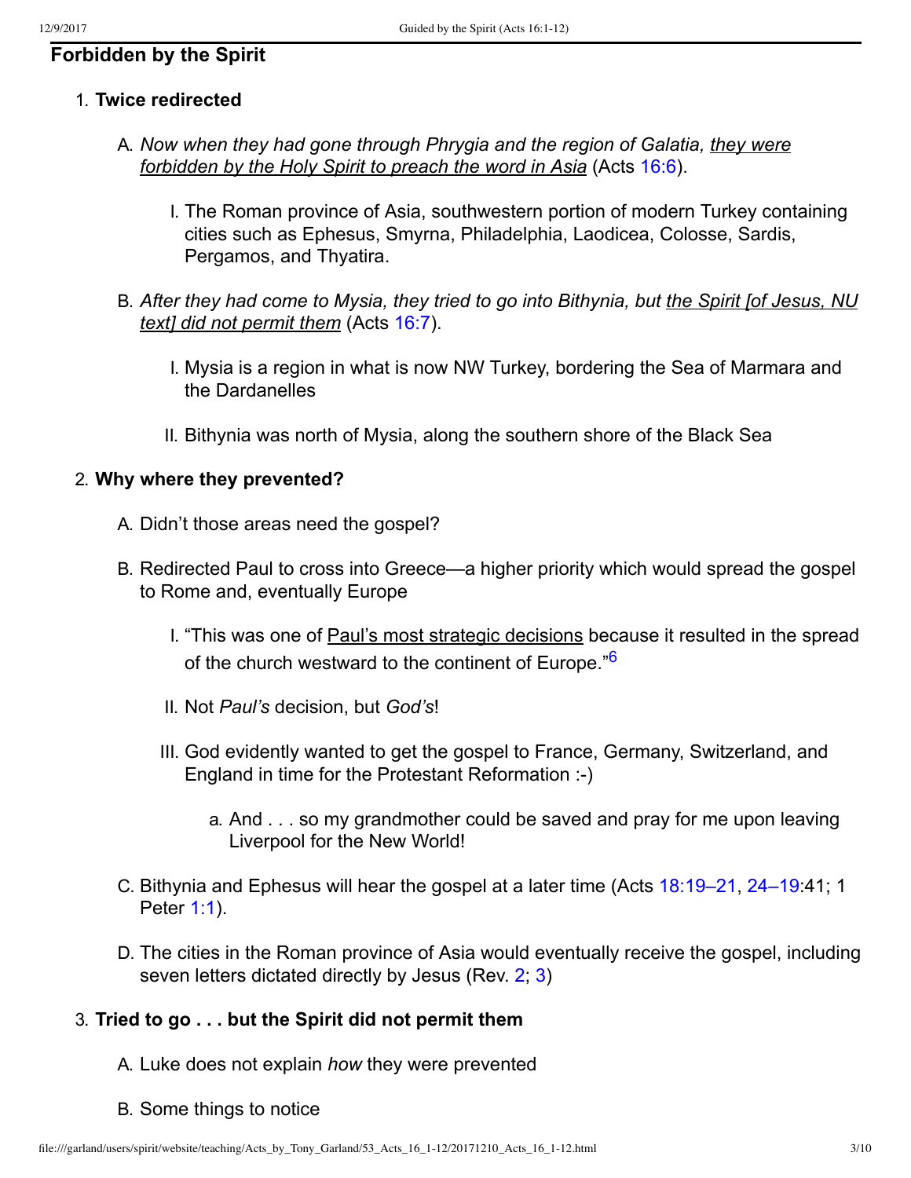## Forbidden by the Spirit

1. **Twice redirected**

   A. *Now when they had gone through Phrygia and the region of Galatia, they were forbidden by the Holy Spirit to preach the word in Asia* (Acts 16:6).

      I. The Roman province of Asia, southwestern portion of modern Turkey containing cities such as Ephesus, Smyrna, Philadelphia, Laodicea, Colosse, Sardis, Pergamos, and Thyatira.

   B. *After they had come to Mysia, they tried to go into Bithynia, but the Spirit [of Jesus, NU text] did not permit them* (Acts 16:7).

      I. Mysia is a region in what is now NW Turkey, bordering the Sea of Marmara and the Dardanelles

      II. Bithynia was north of Mysia, along the southern shore of the Black Sea

2. **Why where they prevented?**

   A. Didn't those areas need the gospel?

   B. Redirected Paul to cross into Greece—a higher priority which would spread the gospel to Rome and, eventually Europe

      I. "This was one of Paul's most strategic decisions because it resulted in the spread of the church westward to the continent of Europe."[6]

      II. Not *Paul's* decision, but *God's*!

      III. God evidently wanted to get the gospel to France, Germany, Switzerland, and England in time for the Protestant Reformation :-)

         a. And . . . so my grandmother could be saved and pray for me upon leaving Liverpool for the New World!

   C. Bithynia and Ephesus will hear the gospel at a later time (Acts 18:19–21, 24–19:41; 1 Peter 1:1).

   D. The cities in the Roman province of Asia would eventually receive the gospel, including seven letters dictated directly by Jesus (Rev. 2; 3)

3. **Tried to go . . . but the Spirit did not permit them**

   A. Luke does not explain *how* they were prevented

   B. Some things to notice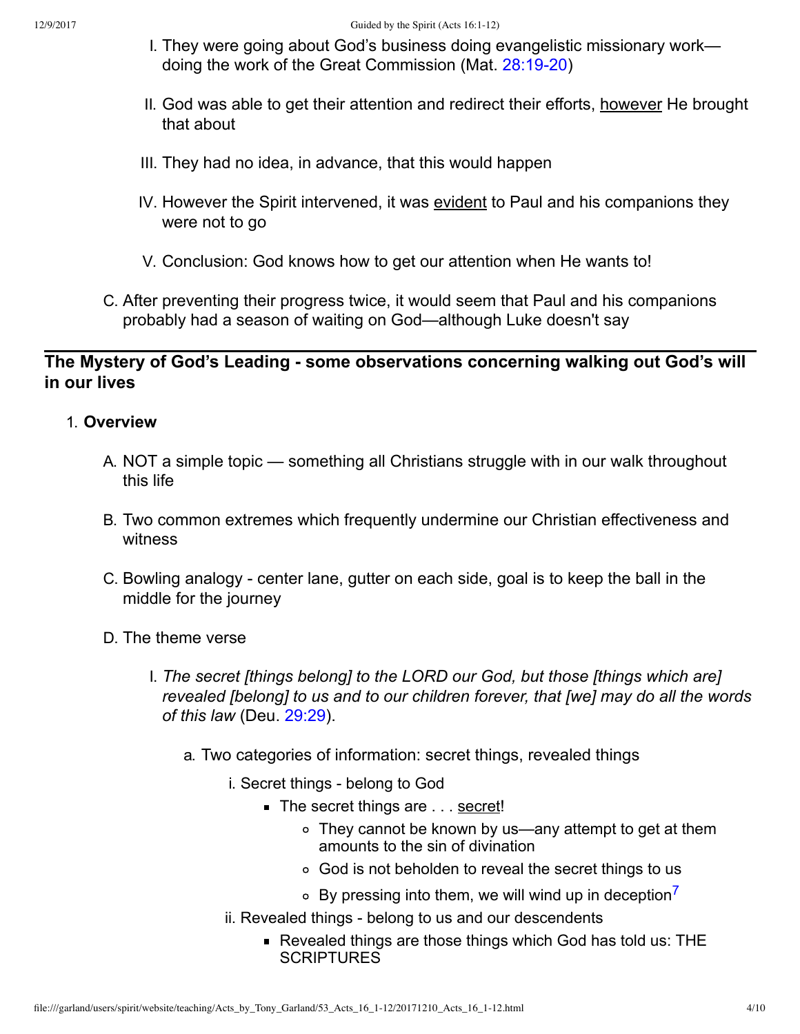I. They were going about God's business doing evangelistic missionary work—doing the work of the Great Commission (Mat. 28:19-20)

II. God was able to get their attention and redirect their efforts, <u>however</u> He brought that about

III. They had no idea, in advance, that this would happen

IV. However the Spirit intervened, it was <u>evident</u> to Paul and his companions they were not to go

V. Conclusion: God knows how to get our attention when He wants to!

C. After preventing their progress twice, it would seem that Paul and his companions probably had a season of waiting on God—although Luke doesn't say

---

## The Mystery of God's Leading - some observations concerning walking out God's will in our lives

1. **Overview**

   A. NOT a simple topic — something all Christians struggle with in our walk throughout this life

   B. Two common extremes which frequently undermine our Christian effectiveness and witness

   C. Bowling analogy - center lane, gutter on each side, goal is to keep the ball in the middle for the journey

   D. The theme verse

      I. *The secret [things belong] to the LORD our God, but those [things which are] revealed [belong] to us and to our children forever, that [we] may do all the words of this law* (Deu. 29:29).

         a. Two categories of information: secret things, revealed things

            i. Secret things - belong to God

               - The secret things are . . . <u>secret</u>!
                  - They cannot be known by us—any attempt to get at them amounts to the sin of divination
                  - God is not beholden to reveal the secret things to us
                  - By pressing into them, we will wind up in deception[7]

            ii. Revealed things - belong to us and our descendents

               - Revealed things are those things which God has told us: THE SCRIPTURES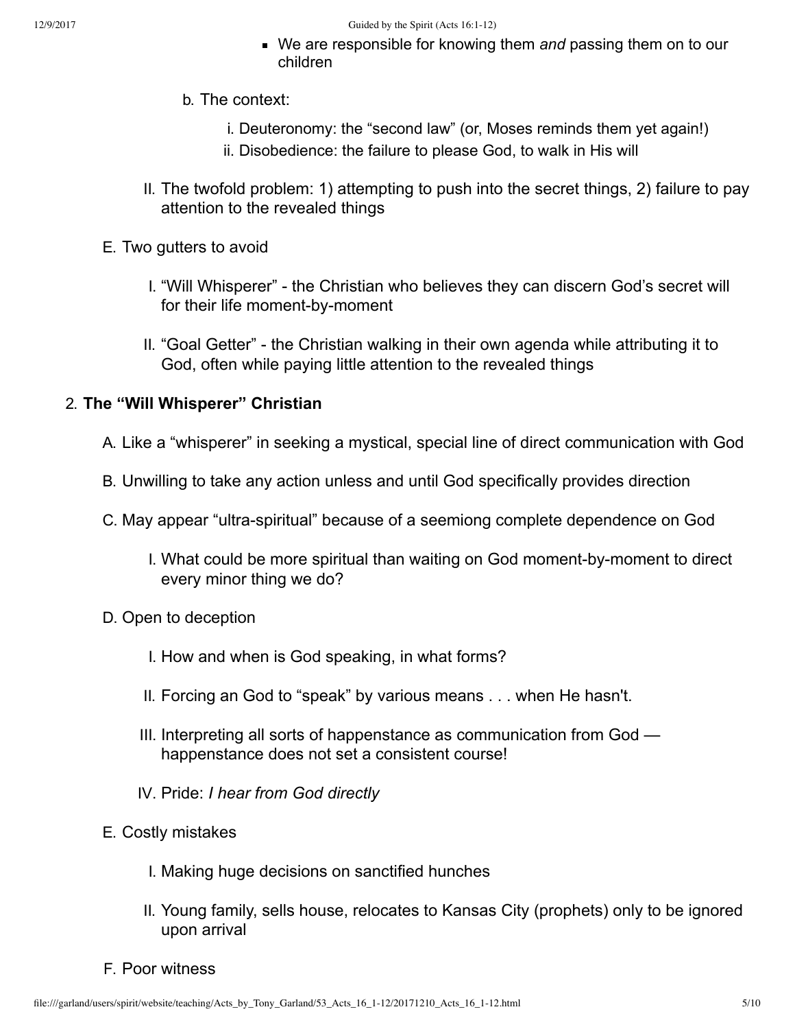- We are responsible for knowing them *and* passing them on to our children

b. The context:

i. Deuteronomy: the "second law" (or, Moses reminds them yet again!)

ii. Disobedience: the failure to please God, to walk in His will

II. The twofold problem: 1) attempting to push into the secret things, 2) failure to pay attention to the revealed things

E. Two gutters to avoid

I. "Will Whisperer" - the Christian who believes they can discern God's secret will for their life moment-by-moment

II. "Goal Getter" - the Christian walking in their own agenda while attributing it to God, often while paying little attention to the revealed things

2. **The "Will Whisperer" Christian**

A. Like a "whisperer" in seeking a mystical, special line of direct communication with God

B. Unwilling to take any action unless and until God specifically provides direction

C. May appear "ultra-spiritual" because of a seemiong complete dependence on God

I. What could be more spiritual than waiting on God moment-by-moment to direct every minor thing we do?

D. Open to deception

I. How and when is God speaking, in what forms?

II. Forcing an God to "speak" by various means . . . when He hasn't.

III. Interpreting all sorts of happenstance as communication from God — happenstance does not set a consistent course!

IV. Pride: *I hear from God directly*

E. Costly mistakes

I. Making huge decisions on sanctified hunches

II. Young family, sells house, relocates to Kansas City (prophets) only to be ignored upon arrival

F. Poor witness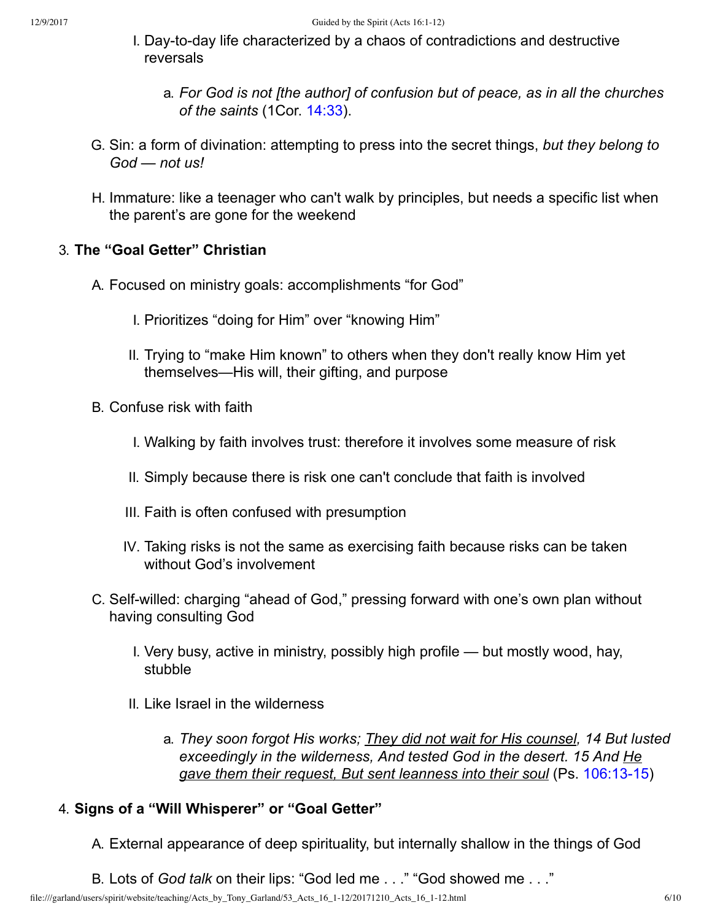I. Day-to-day life characterized by a chaos of contradictions and destructive reversals

a. *For God is not [the author] of confusion but of peace, as in all the churches of the saints* (1Cor. 14:33).

G. Sin: a form of divination: attempting to press into the secret things, *but they belong to God — not us!*

H. Immature: like a teenager who can't walk by principles, but needs a specific list when the parent's are gone for the weekend

3. **The "Goal Getter" Christian**

A. Focused on ministry goals: accomplishments "for God"

I. Prioritizes "doing for Him" over "knowing Him"

II. Trying to "make Him known" to others when they don't really know Him yet themselves—His will, their gifting, and purpose

B. Confuse risk with faith

I. Walking by faith involves trust: therefore it involves some measure of risk

II. Simply because there is risk one can't conclude that faith is involved

III. Faith is often confused with presumption

IV. Taking risks is not the same as exercising faith because risks can be taken without God's involvement

C. Self-willed: charging "ahead of God," pressing forward with one's own plan without having consulting God

I. Very busy, active in ministry, possibly high profile — but mostly wood, hay, stubble

II. Like Israel in the wilderness

a. *They soon forgot His works; <u>They did not wait for His counsel</u>, 14 But lusted exceedingly in the wilderness, And tested God in the desert. 15 And <u>He gave them their request, But sent leanness into their soul</u>* (Ps. 106:13-15)

4. **Signs of a "Will Whisperer" or "Goal Getter"**

A. External appearance of deep spirituality, but internally shallow in the things of God

B. Lots of *God talk* on their lips: "God led me . . ." "God showed me . . ."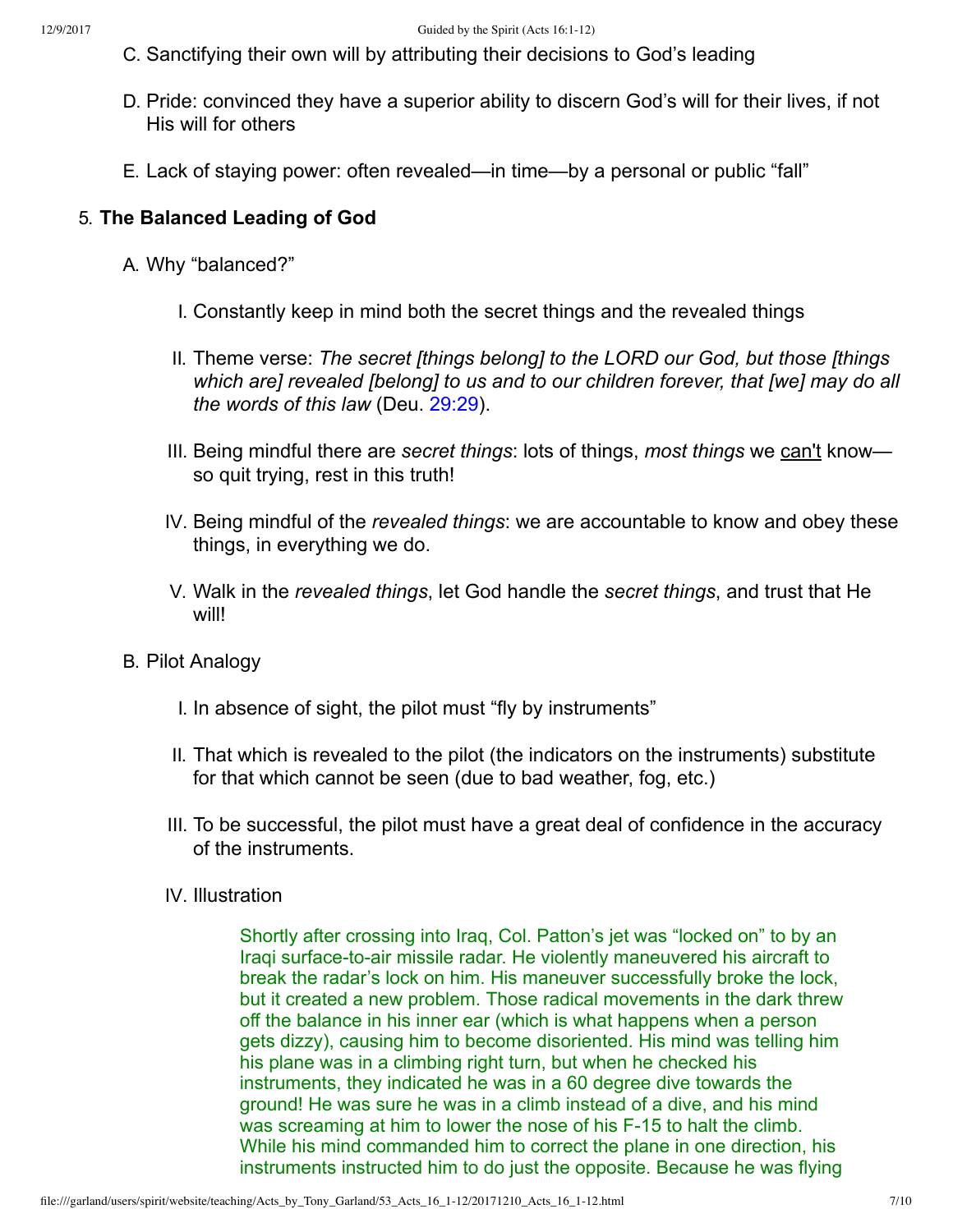C. Sanctifying their own will by attributing their decisions to God's leading

D. Pride: convinced they have a superior ability to discern God's will for their lives, if not His will for others

E. Lack of staying power: often revealed—in time—by a personal or public "fall"

5. **The Balanced Leading of God**

   A. Why "balanced?"

      I. Constantly keep in mind both the secret things and the revealed things

      II. Theme verse: *The secret [things belong] to the LORD our God, but those [things which are] revealed [belong] to us and to our children forever, that [we] may do all the words of this law* (Deu. 29:29).

      III. Being mindful there are *secret things*: lots of things, *most things* we can't know—so quit trying, rest in this truth!

      IV. Being mindful of the *revealed things*: we are accountable to know and obey these things, in everything we do.

      V. Walk in the *revealed things*, let God handle the *secret things*, and trust that He will!

   B. Pilot Analogy

      I. In absence of sight, the pilot must "fly by instruments"

      II. That which is revealed to the pilot (the indicators on the instruments) substitute for that which cannot be seen (due to bad weather, fog, etc.)

      III. To be successful, the pilot must have a great deal of confidence in the accuracy of the instruments.

      IV. Illustration

> Shortly after crossing into Iraq, Col. Patton's jet was "locked on" to by an Iraqi surface-to-air missile radar. He violently maneuvered his aircraft to break the radar's lock on him. His maneuver successfully broke the lock, but it created a new problem. Those radical movements in the dark threw off the balance in his inner ear (which is what happens when a person gets dizzy), causing him to become disoriented. His mind was telling him his plane was in a climbing right turn, but when he checked his instruments, they indicated he was in a 60 degree dive towards the ground! He was sure he was in a climb instead of a dive, and his mind was screaming at him to lower the nose of his F-15 to halt the climb. While his mind commanded him to correct the plane in one direction, his instruments instructed him to do just the opposite. Because he was flying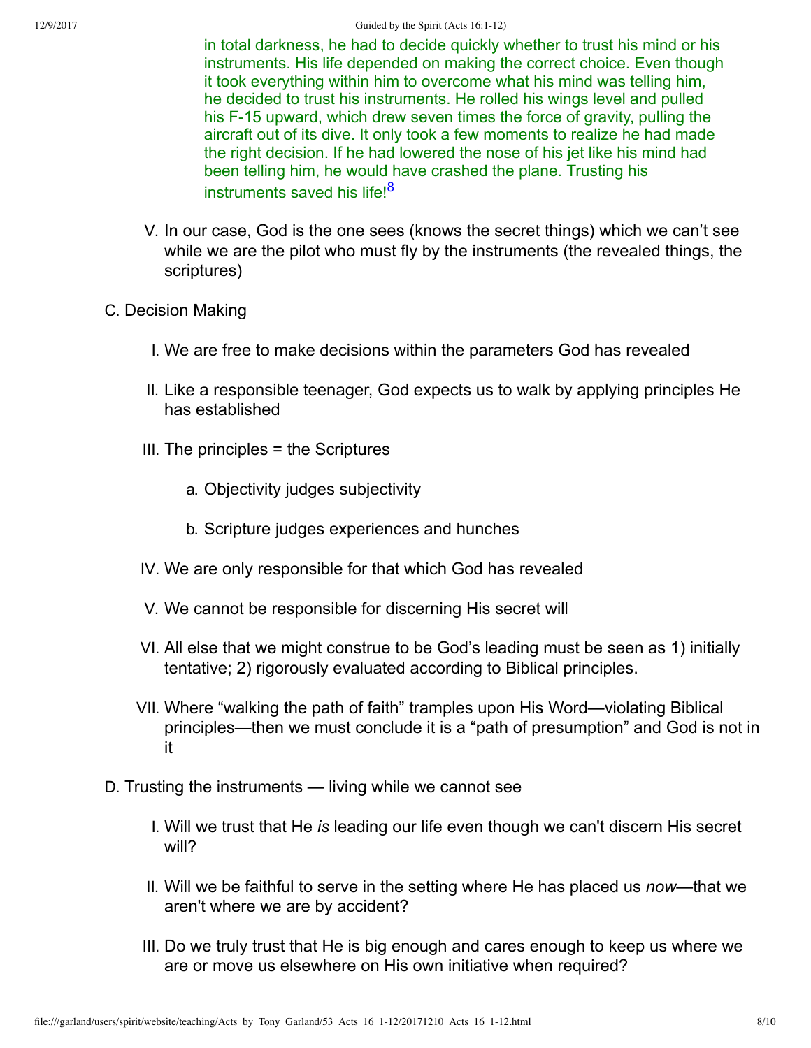in total darkness, he had to decide quickly whether to trust his mind or his instruments. His life depended on making the correct choice. Even though it took everything within him to overcome what his mind was telling him, he decided to trust his instruments. He rolled his wings level and pulled his F-15 upward, which drew seven times the force of gravity, pulling the aircraft out of its dive. It only took a few moments to realize he had made the right decision. If he had lowered the nose of his jet like his mind had been telling him, he would have crashed the plane. Trusting his instruments saved his life![8]

V. In our case, God is the one sees (knows the secret things) which we can't see while we are the pilot who must fly by the instruments (the revealed things, the scriptures)

C. Decision Making

I. We are free to make decisions within the parameters God has revealed

II. Like a responsible teenager, God expects us to walk by applying principles He has established

III. The principles = the Scriptures

a. Objectivity judges subjectivity

b. Scripture judges experiences and hunches

IV. We are only responsible for that which God has revealed

V. We cannot be responsible for discerning His secret will

VI. All else that we might construe to be God's leading must be seen as 1) initially tentative; 2) rigorously evaluated according to Biblical principles.

VII. Where "walking the path of faith" tramples upon His Word—violating Biblical principles—then we must conclude it is a "path of presumption" and God is not in it

D. Trusting the instruments — living while we cannot see

I. Will we trust that He *is* leading our life even though we can't discern His secret will?

II. Will we be faithful to serve in the setting where He has placed us *now*—that we aren't where we are by accident?

III. Do we truly trust that He is big enough and cares enough to keep us where we are or move us elsewhere on His own initiative when required?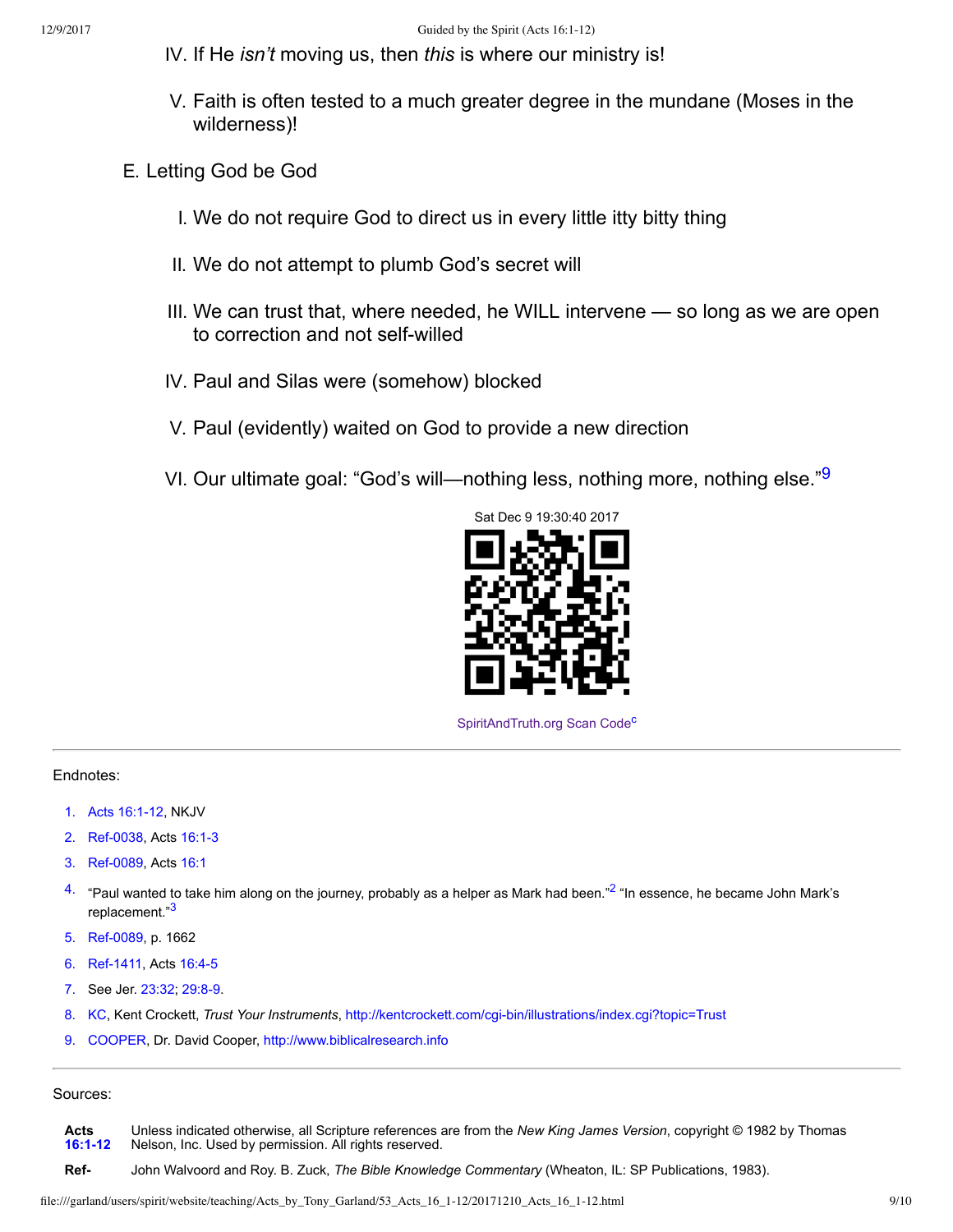IV. If He *isn't* moving us, then *this* is where our ministry is!

V. Faith is often tested to a much greater degree in the mundane (Moses in the wilderness)!

E. Letting God be God

I. We do not require God to direct us in every little itty bitty thing

II. We do not attempt to plumb God's secret will

III. We can trust that, where needed, he WILL intervene — so long as we are open to correction and not self-willed

IV. Paul and Silas were (somehow) blocked

V. Paul (evidently) waited on God to provide a new direction

VI. Our ultimate goal: "God's will—nothing less, nothing more, nothing else."[9]

Sat Dec 9 19:30:40 2017

SpiritAndTruth.org Scan Code[c]

---

Endnotes:

1. Acts 16:1-12, NKJV
2. Ref-0038, Acts 16:1-3
3. Ref-0089, Acts 16:1
4. "Paul wanted to take him along on the journey, probably as a helper as Mark had been."[2] "In essence, he became John Mark's replacement."[3]
5. Ref-0089, p. 1662
6. Ref-1411, Acts 16:4-5
7. See Jer. 23:32; 29:8-9.
8. KC, Kent Crockett, *Trust Your Instruments*, http://kentcrockett.com/cgi-bin/illustrations/index.cgi?topic=Trust
9. COOPER, Dr. David Cooper, http://www.biblicalresearch.info

---

Sources:

| | |
|---|---|
| **Acts 16:1-12** | Unless indicated otherwise, all Scripture references are from the *New King James Version*, copyright © 1982 by Thomas Nelson, Inc. Used by permission. All rights reserved. |
| **Ref-** | John Walvoord and Roy. B. Zuck, *The Bible Knowledge Commentary* (Wheaton, IL: SP Publications, 1983). |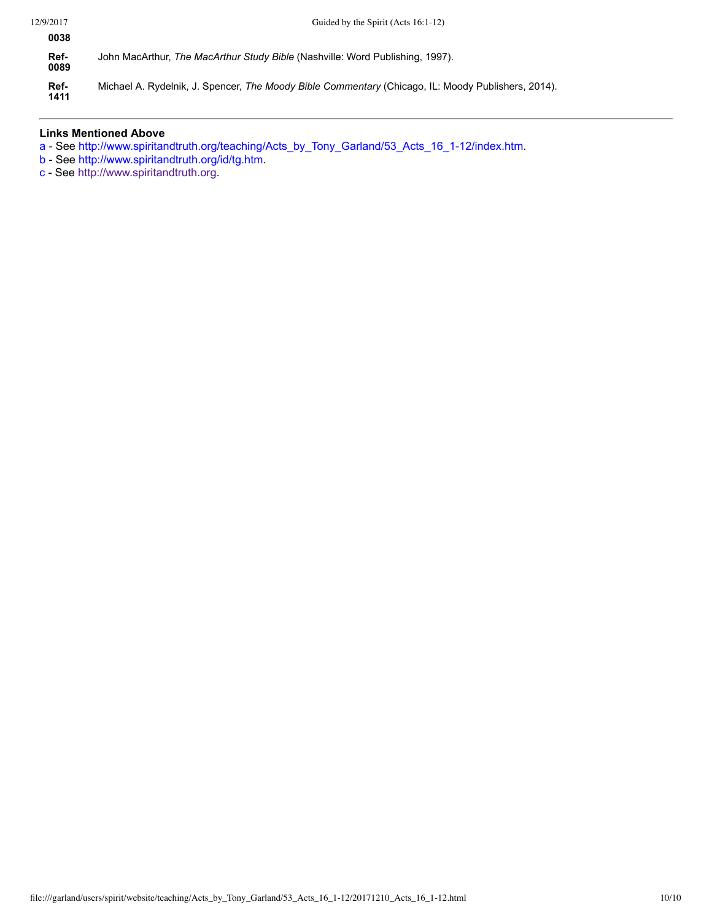| | |
|---|---|
| 0038 | |
| Ref-0089 | John MacArthur, *The MacArthur Study Bible* (Nashville: Word Publishing, 1997). |
| Ref-1411 | Michael A. Rydelnik, J. Spencer, *The Moody Bible Commentary* (Chicago, IL: Moody Publishers, 2014). |

---

**Links Mentioned Above**

a - See http://www.spiritandtruth.org/teaching/Acts_by_Tony_Garland/53_Acts_16_1-12/index.htm.
b - See http://www.spiritandtruth.org/id/tg.htm.
c - See http://www.spiritandtruth.org.